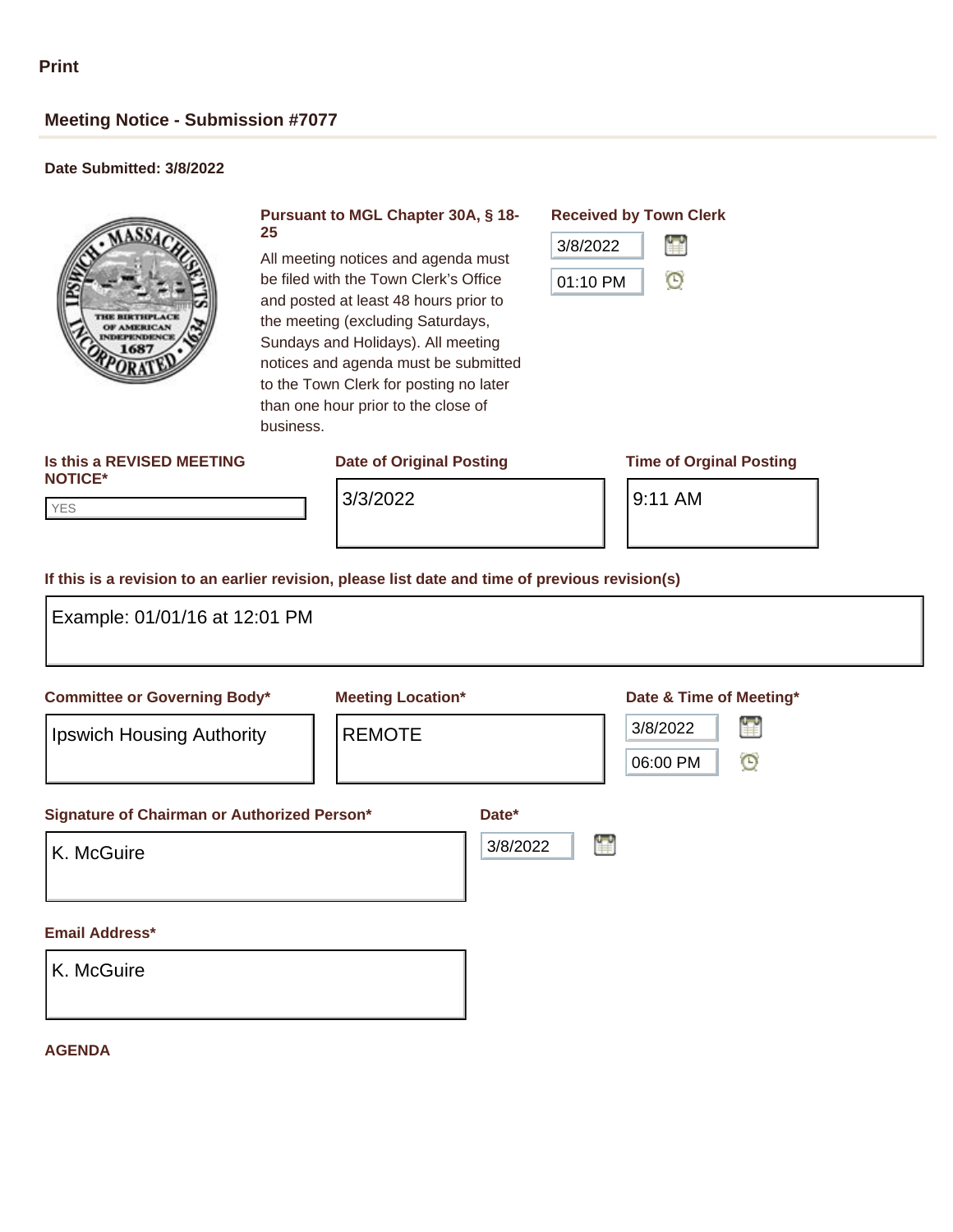Print

## Meeting Notice - Submission #7077

**Date Submitted: 3/8/2022**

**Pursuant to MGL Chapter 30A, § 18-25**

All meeting notices and agenda must be filed with the Town Clerk's Office and posted at least 48 hours prior to the meeting (excluding Saturdays, Sundays and Holidays). All meeting notices and agenda must be submitted to the Town Clerk for posting no later than one hour prior to the close of business.

**Received by Town Clerk**

3/8/2022

01:10 PM

**Is this a REVISED MEETING NOTICE\***

YES

**Date of Original Posting**

3/3/2022

**Time of Orginal Posting**

9:11 AM

**If this is a revision to an earlier revision, please list date and time of previous revision(s)**

Example: 01/01/16 at 12:01 PM

**Committee or Governing Body\***

Ipswich Housing Authority

**Meeting Location\***

REMOTE

**Date & Time of Meeting\***

3/8/2022

06:00 PM

**Signature of Chairman or Authorized Person\***

K. McGuire

**Date\***

3/8/2022

**Email Address\***

K. McGuire

**AGENDA**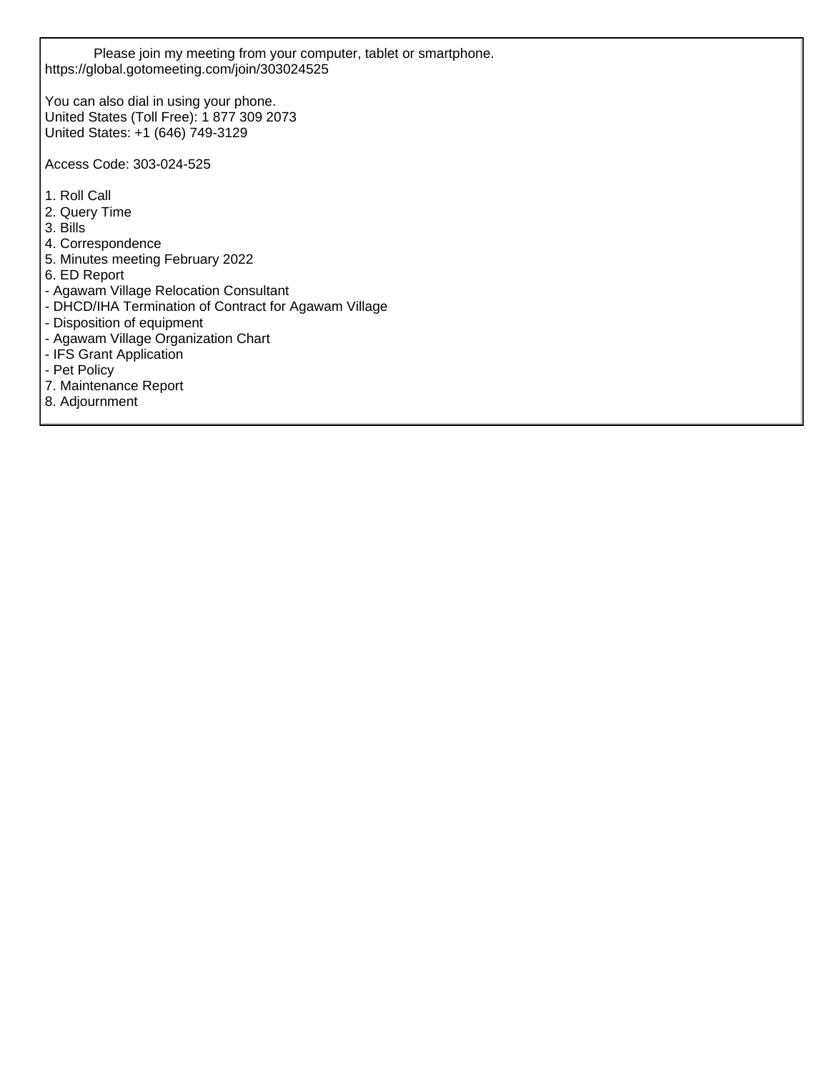Please join my meeting from your computer, tablet or smartphone.
https://global.gotomeeting.com/join/303024525

You can also dial in using your phone.
United States (Toll Free): 1 877 309 2073
United States: +1 (646) 749-3129

Access Code: 303-024-525

1. Roll Call
2. Query Time
3. Bills
4. Correspondence
5. Minutes meeting February 2022
6. ED Report
- Agawam Village Relocation Consultant
- DHCD/IHA Termination of Contract for Agawam Village
- Disposition of equipment
- Agawam Village Organization Chart
- IFS Grant Application
- Pet Policy
7. Maintenance Report
8. Adjournment